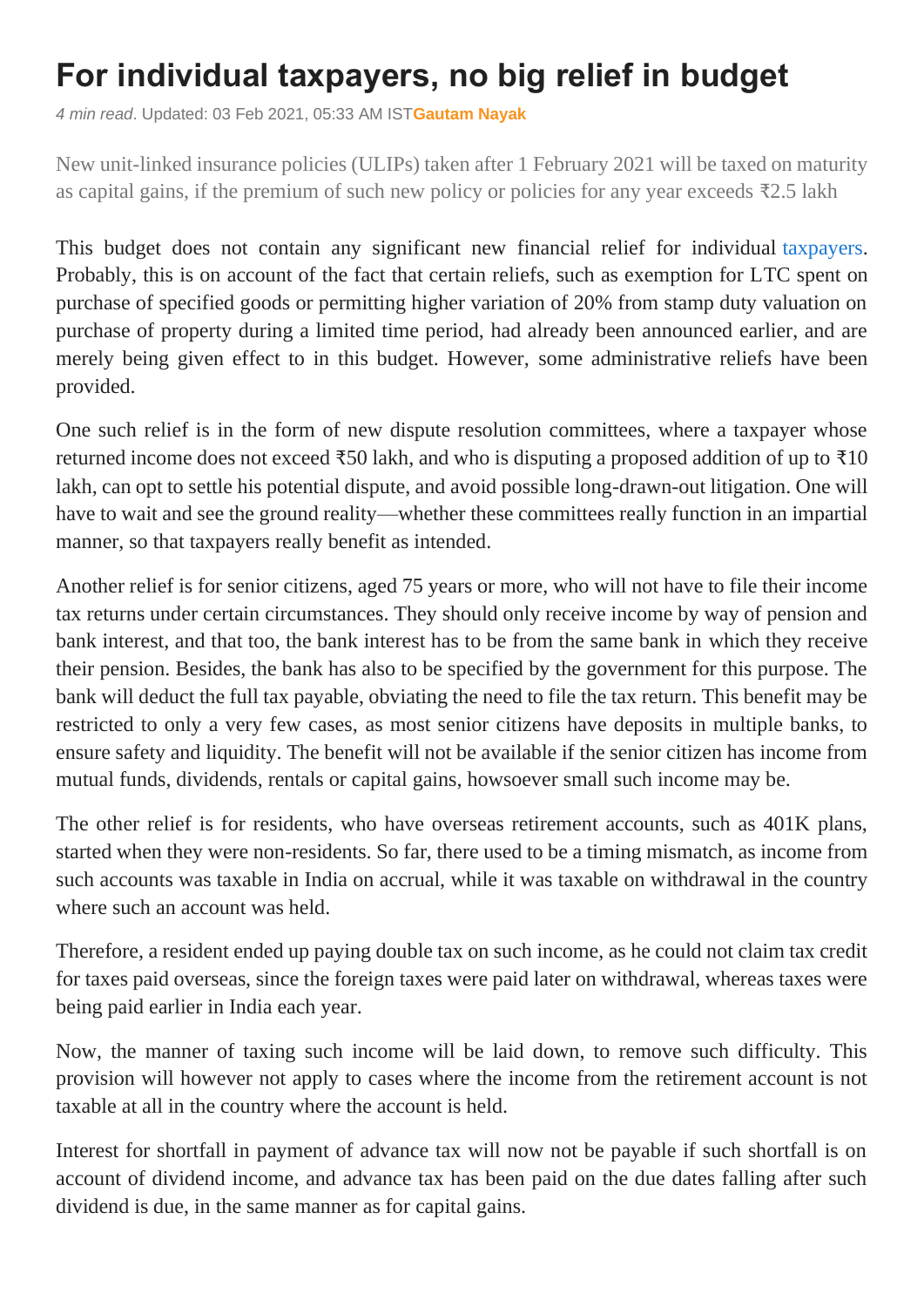# For individual taxpayers, no big relief in budget

*4 min read*. Updated: 03 Feb 2021, 05:33 AM IST **Gautam Nayak**

New unit-linked insurance policies (ULIPs) taken after 1 February 2021 will be taxed on maturity as capital gains, if the premium of such new policy or policies for any year exceeds ₹2.5 lakh

This budget does not contain any significant new financial relief for individual taxpayers. Probably, this is on account of the fact that certain reliefs, such as exemption for LTC spent on purchase of specified goods or permitting higher variation of 20% from stamp duty valuation on purchase of property during a limited time period, had already been announced earlier, and are merely being given effect to in this budget. However, some administrative reliefs have been provided.

One such relief is in the form of new dispute resolution committees, where a taxpayer whose returned income does not exceed ₹50 lakh, and who is disputing a proposed addition of up to ₹10 lakh, can opt to settle his potential dispute, and avoid possible long-drawn-out litigation. One will have to wait and see the ground reality—whether these committees really function in an impartial manner, so that taxpayers really benefit as intended.

Another relief is for senior citizens, aged 75 years or more, who will not have to file their income tax returns under certain circumstances. They should only receive income by way of pension and bank interest, and that too, the bank interest has to be from the same bank in which they receive their pension. Besides, the bank has also to be specified by the government for this purpose. The bank will deduct the full tax payable, obviating the need to file the tax return. This benefit may be restricted to only a very few cases, as most senior citizens have deposits in multiple banks, to ensure safety and liquidity. The benefit will not be available if the senior citizen has income from mutual funds, dividends, rentals or capital gains, howsoever small such income may be.

The other relief is for residents, who have overseas retirement accounts, such as 401K plans, started when they were non-residents. So far, there used to be a timing mismatch, as income from such accounts was taxable in India on accrual, while it was taxable on withdrawal in the country where such an account was held.

Therefore, a resident ended up paying double tax on such income, as he could not claim tax credit for taxes paid overseas, since the foreign taxes were paid later on withdrawal, whereas taxes were being paid earlier in India each year.

Now, the manner of taxing such income will be laid down, to remove such difficulty. This provision will however not apply to cases where the income from the retirement account is not taxable at all in the country where the account is held.

Interest for shortfall in payment of advance tax will now not be payable if such shortfall is on account of dividend income, and advance tax has been paid on the due dates falling after such dividend is due, in the same manner as for capital gains.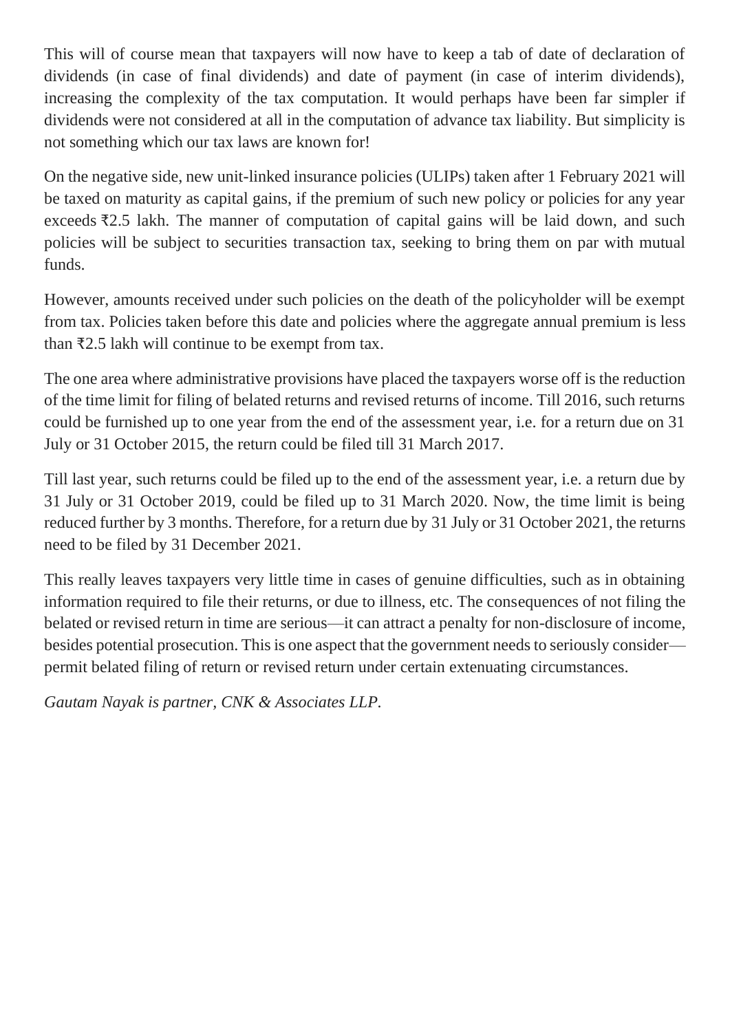This will of course mean that taxpayers will now have to keep a tab of date of declaration of dividends (in case of final dividends) and date of payment (in case of interim dividends), increasing the complexity of the tax computation. It would perhaps have been far simpler if dividends were not considered at all in the computation of advance tax liability. But simplicity is not something which our tax laws are known for!

On the negative side, new unit-linked insurance policies (ULIPs) taken after 1 February 2021 will be taxed on maturity as capital gains, if the premium of such new policy or policies for any year exceeds ₹2.5 lakh. The manner of computation of capital gains will be laid down, and such policies will be subject to securities transaction tax, seeking to bring them on par with mutual funds.

However, amounts received under such policies on the death of the policyholder will be exempt from tax. Policies taken before this date and policies where the aggregate annual premium is less than ₹2.5 lakh will continue to be exempt from tax.

The one area where administrative provisions have placed the taxpayers worse off is the reduction of the time limit for filing of belated returns and revised returns of income. Till 2016, such returns could be furnished up to one year from the end of the assessment year, i.e. for a return due on 31 July or 31 October 2015, the return could be filed till 31 March 2017.

Till last year, such returns could be filed up to the end of the assessment year, i.e. a return due by 31 July or 31 October 2019, could be filed up to 31 March 2020. Now, the time limit is being reduced further by 3 months. Therefore, for a return due by 31 July or 31 October 2021, the returns need to be filed by 31 December 2021.

This really leaves taxpayers very little time in cases of genuine difficulties, such as in obtaining information required to file their returns, or due to illness, etc. The consequences of not filing the belated or revised return in time are serious—it can attract a penalty for non-disclosure of income, besides potential prosecution. This is one aspect that the government needs to seriously consider—permit belated filing of return or revised return under certain extenuating circumstances.

*Gautam Nayak is partner, CNK & Associates LLP.*